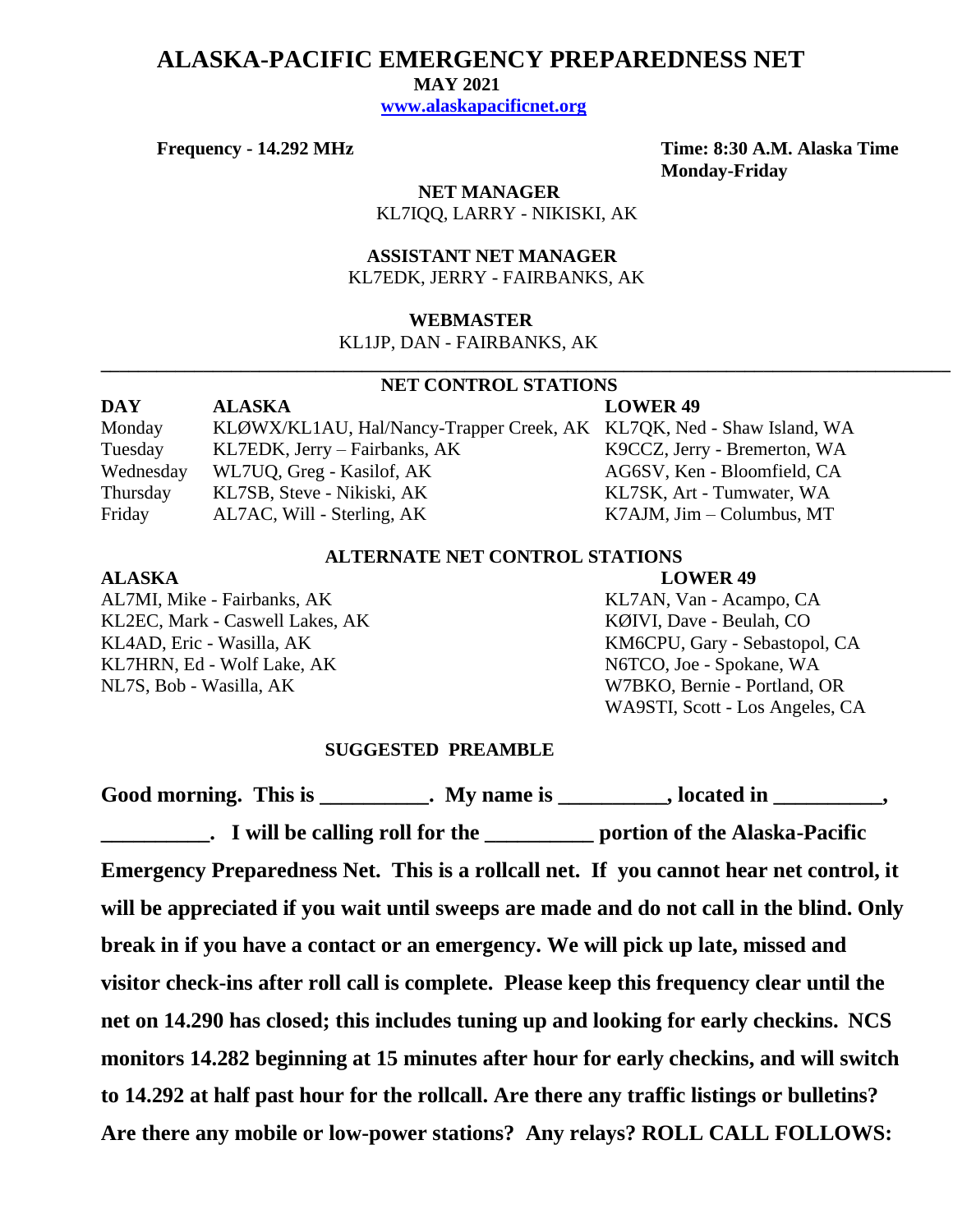# ALASKA-PACIFIC EMERGENCY PREPAREDNESS NET

**MAY 2021**

**www.alaskapacificnet.org**

**Frequency - 14.292 MHz**

**Time: 8:30 A.M. Alaska Time**
**Monday-Friday**

**NET MANAGER**
KL7IQQ, LARRY - NIKISKI, AK

**ASSISTANT NET MANAGER**
KL7EDK, JERRY - FAIRBANKS, AK

**WEBMASTER**
KL1JP, DAN - FAIRBANKS, AK

---

## NET CONTROL STATIONS

| DAY | ALASKA | LOWER 49 |
|---|---|---|
| Monday | KLØWX/KL1AU, Hal/Nancy-Trapper Creek, AK | KL7QK, Ned - Shaw Island, WA |
| Tuesday | KL7EDK, Jerry – Fairbanks, AK | K9CCZ, Jerry - Bremerton, WA |
| Wednesday | WL7UQ, Greg - Kasilof, AK | AG6SV, Ken - Bloomfield, CA |
| Thursday | KL7SB, Steve - Nikiski, AK | KL7SK, Art - Tumwater, WA |
| Friday | AL7AC, Will - Sterling, AK | K7AJM, Jim – Columbus, MT |

## ALTERNATE NET CONTROL STATIONS

| ALASKA | LOWER 49 |
|---|---|
| AL7MI, Mike - Fairbanks, AK | KL7AN, Van - Acampo, CA |
| KL2EC, Mark - Caswell Lakes, AK | KØIVI, Dave - Beulah, CO |
| KL4AD, Eric - Wasilla, AK | KM6CPU, Gary - Sebastopol, CA |
| KL7HRN, Ed - Wolf Lake, AK | N6TCO, Joe - Spokane, WA |
| NL7S, Bob - Wasilla, AK | W7BKO, Bernie - Portland, OR |
| | WA9STI, Scott - Los Angeles, CA |

## SUGGESTED PREAMBLE

**Good morning. This is __________. My name is __________, located in __________, __________. I will be calling roll for the __________ portion of the Alaska-Pacific Emergency Preparedness Net. This is a rollcall net. If you cannot hear net control, it will be appreciated if you wait until sweeps are made and do not call in the blind. Only break in if you have a contact or an emergency. We will pick up late, missed and visitor check-ins after roll call is complete. Please keep this frequency clear until the net on 14.290 has closed; this includes tuning up and looking for early checkins. NCS monitors 14.282 beginning at 15 minutes after hour for early checkins, and will switch to 14.292 at half past hour for the rollcall. Are there any traffic listings or bulletins? Are there any mobile or low-power stations? Any relays? ROLL CALL FOLLOWS:**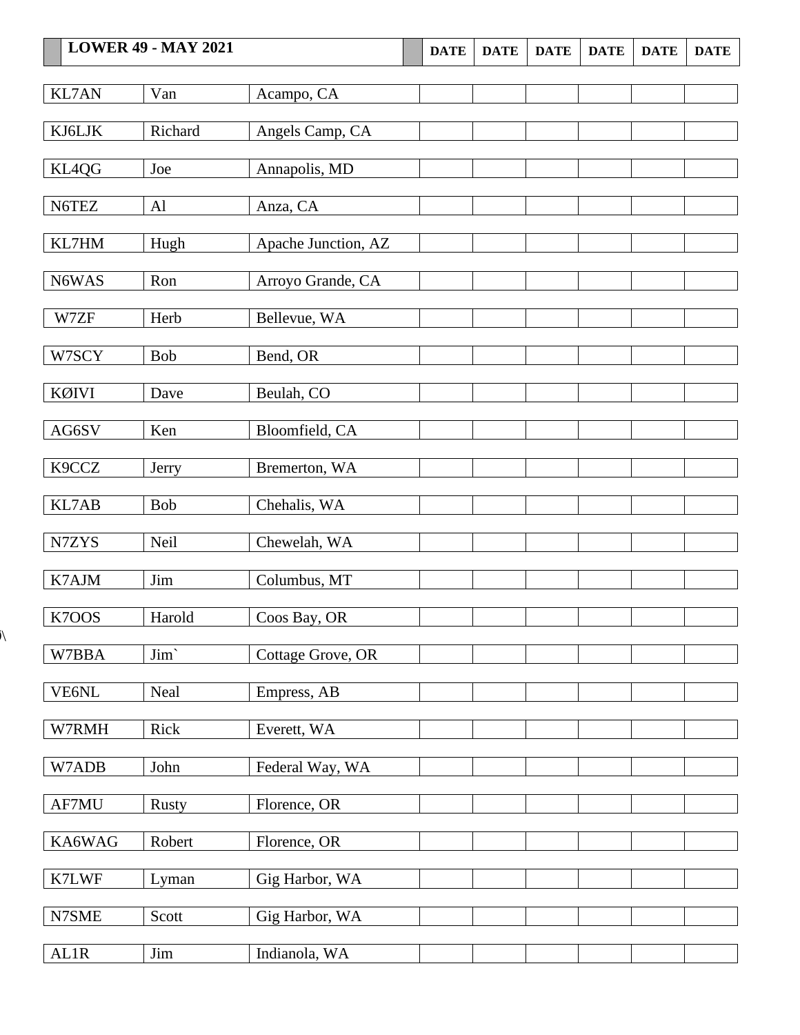| LOWER 49 - MAY 2021 | | | DATE | DATE | DATE | DATE | DATE | DATE |
|---|---|---|---|---|---|---|---|---|
| KL7AN | Van | Acampo, CA | | | | | | |
| KJ6LJK | Richard | Angels Camp, CA | | | | | | |
| KL4QG | Joe | Annapolis, MD | | | | | | |
| N6TEZ | Al | Anza, CA | | | | | | |
| KL7HM | Hugh | Apache Junction, AZ | | | | | | |
| N6WAS | Ron | Arroyo Grande, CA | | | | | | |
| W7ZF | Herb | Bellevue, WA | | | | | | |
| W7SCY | Bob | Bend, OR | | | | | | |
| KØIVI | Dave | Beulah, CO | | | | | | |
| AG6SV | Ken | Bloomfield, CA | | | | | | |
| K9CCZ | Jerry | Bremerton, WA | | | | | | |
| KL7AB | Bob | Chehalis, WA | | | | | | |
| N7ZYS | Neil | Chewelah, WA | | | | | | |
| K7AJM | Jim | Columbus, MT | | | | | | |
| K7OOS | Harold | Coos Bay, OR | | | | | | |
| W7BBA | Jim` | Cottage Grove, OR | | | | | | |
| VE6NL | Neal | Empress, AB | | | | | | |
| W7RMH | Rick | Everett, WA | | | | | | |
| W7ADB | John | Federal Way, WA | | | | | | |
| AF7MU | Rusty | Florence, OR | | | | | | |
| KA6WAG | Robert | Florence, OR | | | | | | |
| K7LWF | Lyman | Gig Harbor, WA | | | | | | |
| N7SME | Scott | Gig Harbor, WA | | | | | | |
| AL1R | Jim | Indianola, WA | | | | | | |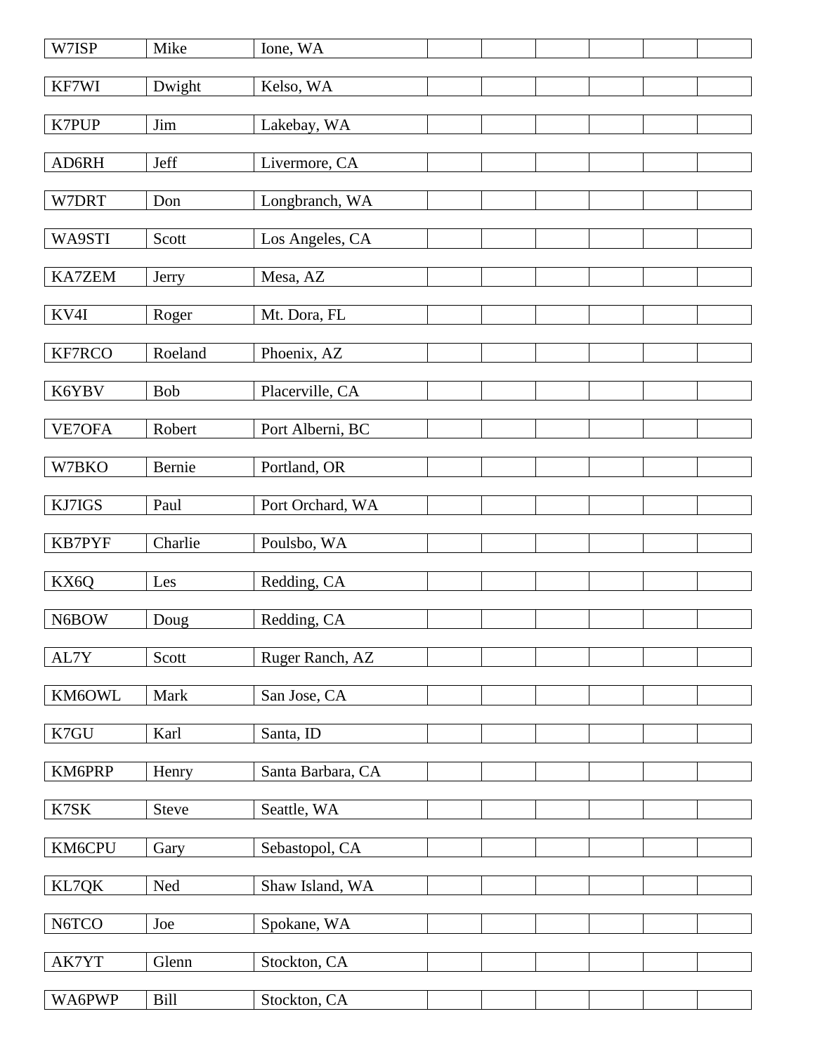| | | | | | | | |
|---|---|---|---|---|---|---|---|
| W7ISP | Mike | Ione, WA | | | | | |
| KF7WI | Dwight | Kelso, WA | | | | | |
| K7PUP | Jim | Lakebay, WA | | | | | |
| AD6RH | Jeff | Livermore, CA | | | | | |
| W7DRT | Don | Longbranch, WA | | | | | |
| WA9STI | Scott | Los Angeles, CA | | | | | |
| KA7ZEM | Jerry | Mesa, AZ | | | | | |
| KV4I | Roger | Mt. Dora, FL | | | | | |
| KF7RCO | Roeland | Phoenix, AZ | | | | | |
| K6YBV | Bob | Placerville, CA | | | | | |
| VE7OFA | Robert | Port Alberni, BC | | | | | |
| W7BKO | Bernie | Portland, OR | | | | | |
| KJ7IGS | Paul | Port Orchard, WA | | | | | |
| KB7PYF | Charlie | Poulsbo, WA | | | | | |
| KX6Q | Les | Redding, CA | | | | | |
| N6BOW | Doug | Redding, CA | | | | | |
| AL7Y | Scott | Ruger Ranch, AZ | | | | | |
| KM6OWL | Mark | San Jose, CA | | | | | |
| K7GU | Karl | Santa, ID | | | | | |
| KM6PRP | Henry | Santa Barbara, CA | | | | | |
| K7SK | Steve | Seattle, WA | | | | | |
| KM6CPU | Gary | Sebastopol, CA | | | | | |
| KL7QK | Ned | Shaw Island, WA | | | | | |
| N6TCO | Joe | Spokane, WA | | | | | |
| AK7YT | Glenn | Stockton, CA | | | | | |
| WA6PWP | Bill | Stockton, CA | | | | | |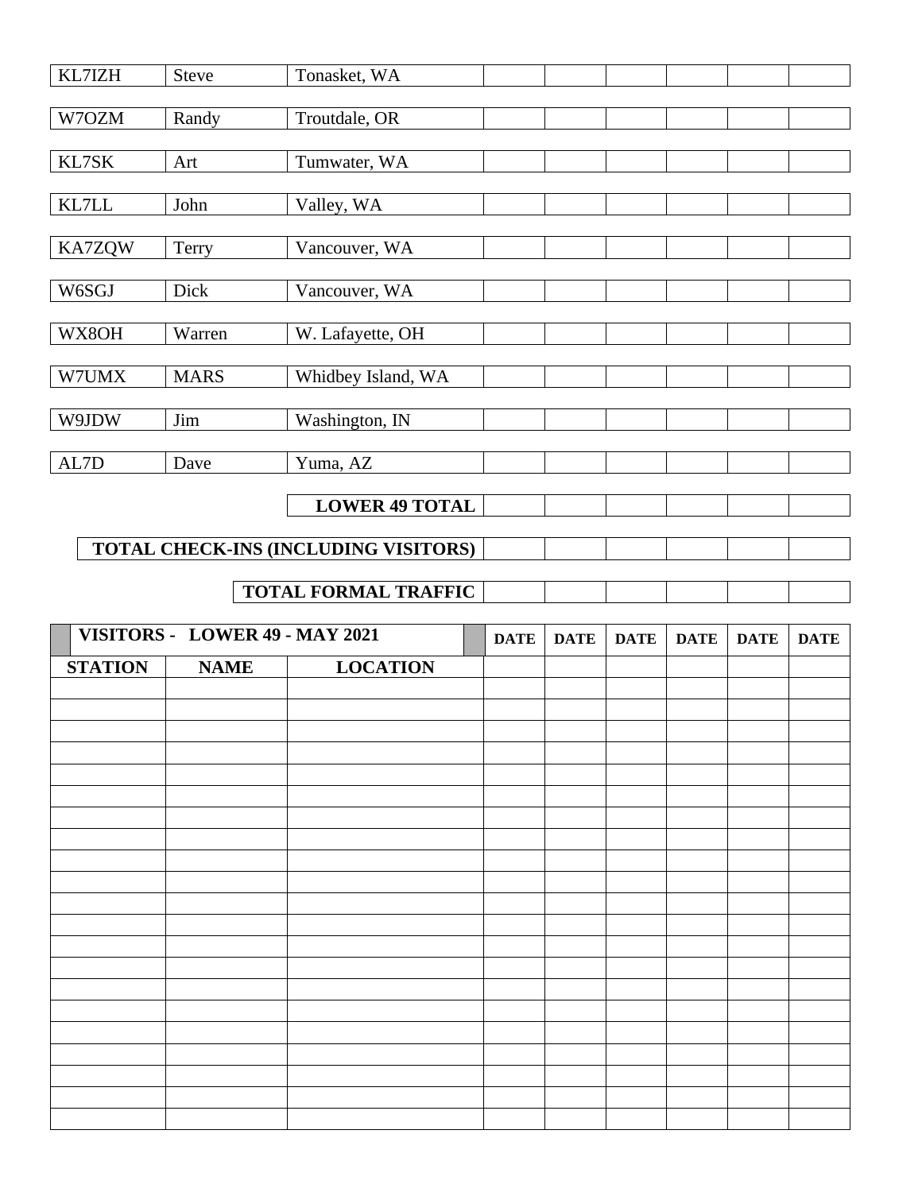| | | | | | | | | |
|---|---|---|---|---|---|---|---|---|
| KL7IZH | Steve | Tonasket, WA | | | | | | |
| W7OZM | Randy | Troutdale, OR | | | | | | |
| KL7SK | Art | Tumwater, WA | | | | | | |
| KL7LL | John | Valley, WA | | | | | | |
| KA7ZQW | Terry | Vancouver, WA | | | | | | |
| W6SGJ | Dick | Vancouver, WA | | | | | | |
| WX8OH | Warren | W. Lafayette, OH | | | | | | |
| W7UMX | MARS | Whidbey Island, WA | | | | | | |
| W9JDW | Jim | Washington, IN | | | | | | |
| AL7D | Dave | Yuma, AZ | | | | | | |
| | | **LOWER 49 TOTAL** | | | | | | |
| | | **TOTAL CHECK-INS (INCLUDING VISITORS)** | | | | | | |
| | | **TOTAL FORMAL TRAFFIC** | | | | | | |

| **VISITORS - LOWER 49 - MAY 2021** | | | **DATE** | **DATE** | **DATE** | **DATE** | **DATE** | **DATE** |
|---|---|---|---|---|---|---|---|---|
| **STATION** | **NAME** | **LOCATION** | | | | | | |
| | | | | | | | | |
| | | | | | | | | |
| | | | | | | | | |
| | | | | | | | | |
| | | | | | | | | |
| | | | | | | | | |
| | | | | | | | | |
| | | | | | | | | |
| | | | | | | | | |
| | | | | | | | | |
| | | | | | | | | |
| | | | | | | | | |
| | | | | | | | | |
| | | | | | | | | |
| | | | | | | | | |
| | | | | | | | | |
| | | | | | | | | |
| | | | | | | | | |
| | | | | | | | | |
| | | | | | | | | |
| | | | | | | | | |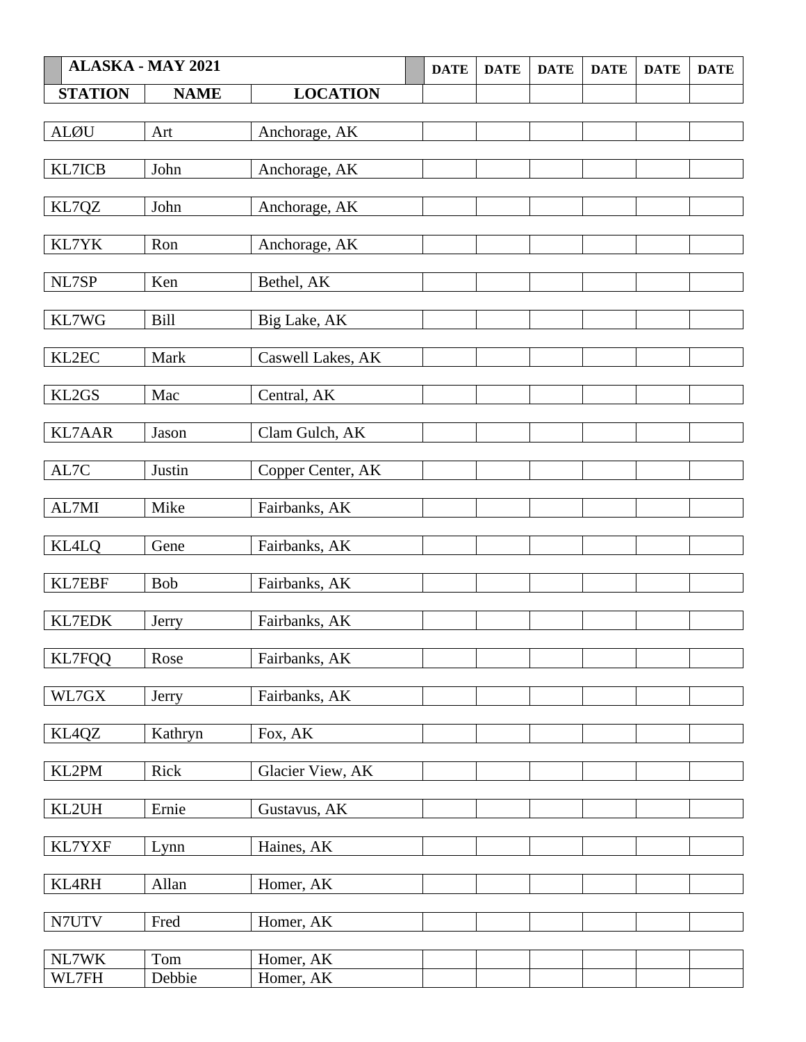| ALASKA - MAY 2021 | | | DATE | DATE | DATE | DATE | DATE | DATE |
|---|---|---|---|---|---|---|---|---|
| STATION | NAME | LOCATION | | | | | | |
| ALØU | Art | Anchorage, AK | | | | | | |
| KL7ICB | John | Anchorage, AK | | | | | | |
| KL7QZ | John | Anchorage, AK | | | | | | |
| KL7YK | Ron | Anchorage, AK | | | | | | |
| NL7SP | Ken | Bethel, AK | | | | | | |
| KL7WG | Bill | Big Lake, AK | | | | | | |
| KL2EC | Mark | Caswell Lakes, AK | | | | | | |
| KL2GS | Mac | Central, AK | | | | | | |
| KL7AAR | Jason | Clam Gulch, AK | | | | | | |
| AL7C | Justin | Copper Center, AK | | | | | | |
| AL7MI | Mike | Fairbanks, AK | | | | | | |
| KL4LQ | Gene | Fairbanks, AK | | | | | | |
| KL7EBF | Bob | Fairbanks, AK | | | | | | |
| KL7EDK | Jerry | Fairbanks, AK | | | | | | |
| KL7FQQ | Rose | Fairbanks, AK | | | | | | |
| WL7GX | Jerry | Fairbanks, AK | | | | | | |
| KL4QZ | Kathryn | Fox, AK | | | | | | |
| KL2PM | Rick | Glacier View, AK | | | | | | |
| KL2UH | Ernie | Gustavus, AK | | | | | | |
| KL7YXF | Lynn | Haines, AK | | | | | | |
| KL4RH | Allan | Homer, AK | | | | | | |
| N7UTV | Fred | Homer, AK | | | | | | |
| NL7WK | Tom | Homer, AK | | | | | | |
| WL7FH | Debbie | Homer, AK | | | | | | |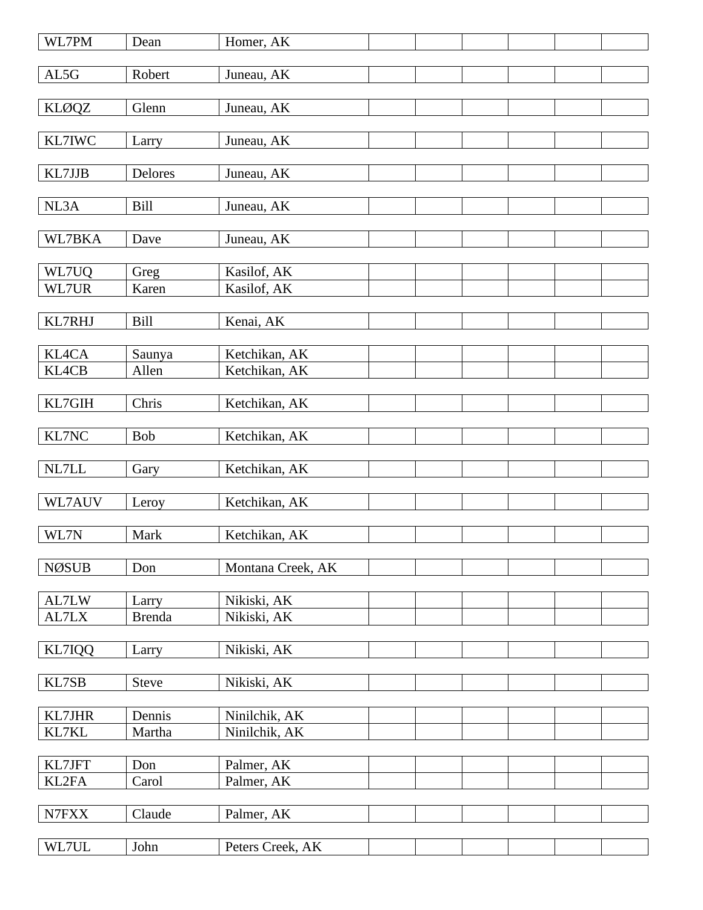| | | | | | | | | |
|---|---|---|---|---|---|---|---|---|
| WL7PM | Dean | Homer, AK | | | | | | |
| AL5G | Robert | Juneau, AK | | | | | | |
| KLØQZ | Glenn | Juneau, AK | | | | | | |
| KL7IWC | Larry | Juneau, AK | | | | | | |
| KL7JJB | Delores | Juneau, AK | | | | | | |
| NL3A | Bill | Juneau, AK | | | | | | |
| WL7BKA | Dave | Juneau, AK | | | | | | |
| WL7UQ | Greg | Kasilof, AK | | | | | | |
| WL7UR | Karen | Kasilof, AK | | | | | | |
| KL7RHJ | Bill | Kenai, AK | | | | | | |
| KL4CA | Saunya | Ketchikan, AK | | | | | | |
| KL4CB | Allen | Ketchikan, AK | | | | | | |
| KL7GIH | Chris | Ketchikan, AK | | | | | | |
| KL7NC | Bob | Ketchikan, AK | | | | | | |
| NL7LL | Gary | Ketchikan, AK | | | | | | |
| WL7AUV | Leroy | Ketchikan, AK | | | | | | |
| WL7N | Mark | Ketchikan, AK | | | | | | |
| NØSUB | Don | Montana Creek, AK | | | | | | |
| AL7LW | Larry | Nikiski, AK | | | | | | |
| AL7LX | Brenda | Nikiski, AK | | | | | | |
| KL7IQQ | Larry | Nikiski, AK | | | | | | |
| KL7SB | Steve | Nikiski, AK | | | | | | |
| KL7JHR | Dennis | Ninilchik, AK | | | | | | |
| KL7KL | Martha | Ninilchik, AK | | | | | | |
| KL7JFT | Don | Palmer, AK | | | | | | |
| KL2FA | Carol | Palmer, AK | | | | | | |
| N7FXX | Claude | Palmer, AK | | | | | | |
| WL7UL | John | Peters Creek, AK | | | | | | |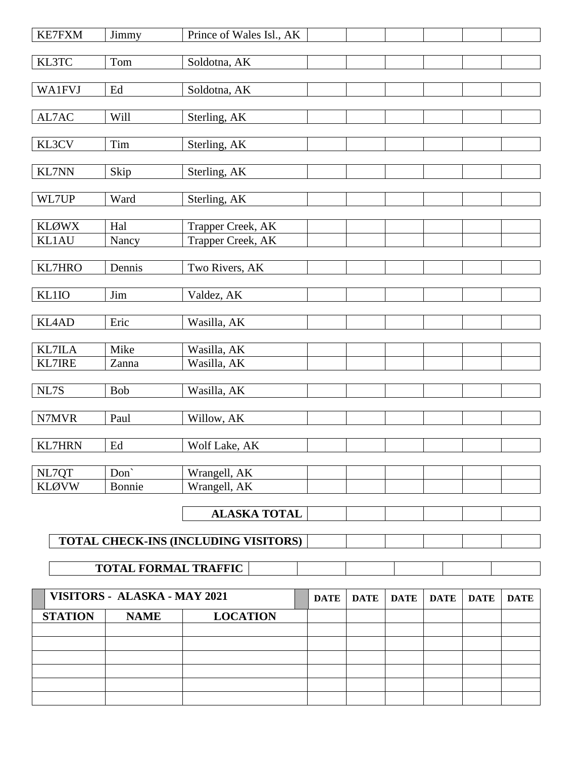| | | | | | | | | |
|---|---|---|---|---|---|---|---|---|
| KE7FXM | Jimmy | Prince of Wales Isl., AK | | | | | | |
| KL3TC | Tom | Soldotna, AK | | | | | | |
| WA1FVJ | Ed | Soldotna, AK | | | | | | |
| AL7AC | Will | Sterling, AK | | | | | | |
| KL3CV | Tim | Sterling, AK | | | | | | |
| KL7NN | Skip | Sterling, AK | | | | | | |
| WL7UP | Ward | Sterling, AK | | | | | | |
| KLØWX | Hal | Trapper Creek, AK | | | | | | |
| KL1AU | Nancy | Trapper Creek, AK | | | | | | |
| KL7HRO | Dennis | Two Rivers, AK | | | | | | |
| KL1IO | Jim | Valdez, AK | | | | | | |
| KL4AD | Eric | Wasilla, AK | | | | | | |
| KL7ILA | Mike | Wasilla, AK | | | | | | |
| KL7IRE | Zanna | Wasilla, AK | | | | | | |
| NL7S | Bob | Wasilla, AK | | | | | | |
| N7MVR | Paul | Willow, AK | | | | | | |
| KL7HRN | Ed | Wolf Lake, AK | | | | | | |
| NL7QT | Don` | Wrangell, AK | | | | | | |
| KLØVW | Bonnie | Wrangell, AK | | | | | | |
| | | **ALASKA TOTAL** | | | | | | |
| | | **TOTAL CHECK-INS (INCLUDING VISITORS)** | | | | | | |
| | | **TOTAL FORMAL TRAFFIC** | | | | | | |

| **VISITORS - ALASKA - MAY 2021** | | | **DATE** | **DATE** | **DATE** | **DATE** | **DATE** | **DATE** |
|---|---|---|---|---|---|---|---|---|
| **STATION** | **NAME** | **LOCATION** | | | | | | |
| | | | | | | | | |
| | | | | | | | | |
| | | | | | | | | |
| | | | | | | | | |
| | | | | | | | | |
| | | | | | | | | |